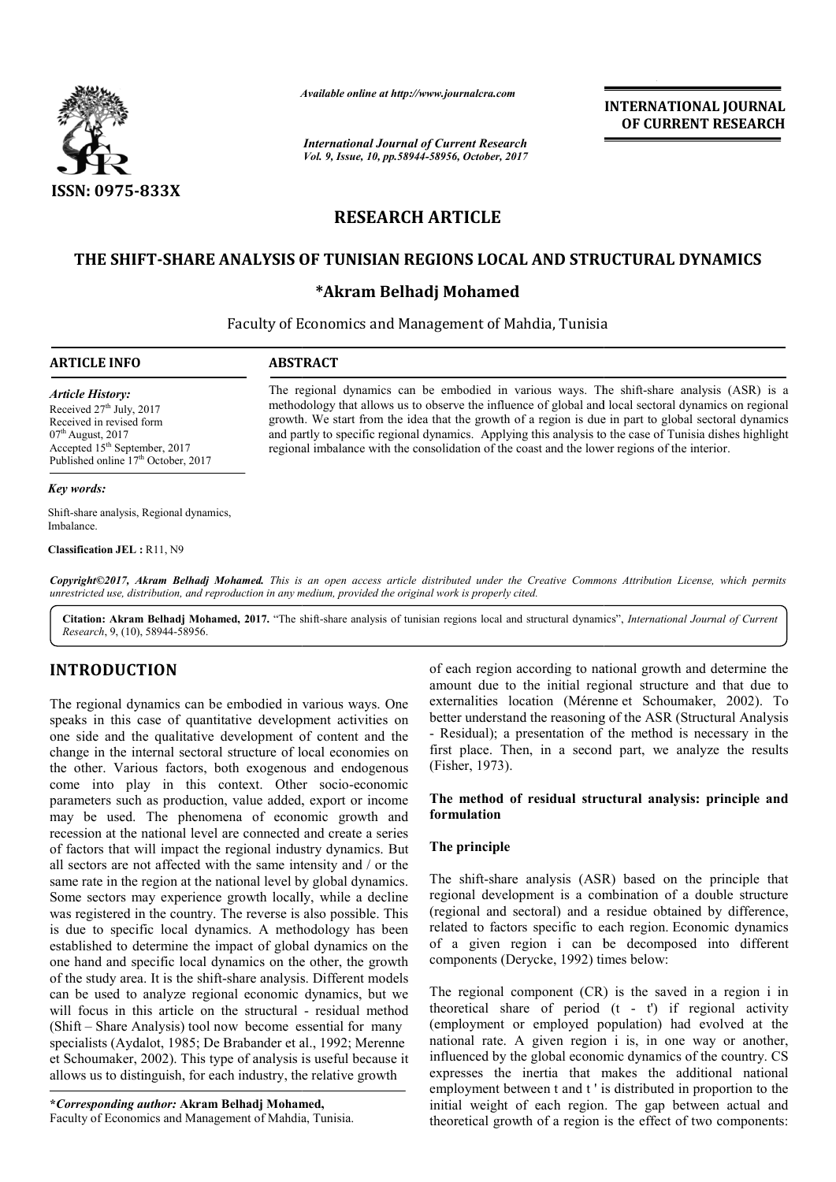*Available online at http://www.journalcra.com*

*International Journal of Current Research*
*Vol. 9, Issue, 10, pp.58944-58956, October, 2017*

**INTERNATIONAL JOURNAL OF CURRENT RESEARCH**

**ISSN: 0975-833X**

## RESEARCH ARTICLE

# THE SHIFT-SHARE ANALYSIS OF TUNISIAN REGIONS LOCAL AND STRUCTURAL DYNAMICS

**\*Akram Belhadj Mohamed**

Faculty of Economics and Management of Mahdia, Tunisia

**ARTICLE INFO**

*Article History:*
Received 27th July, 2017
Received in revised form
07th August, 2017
Accepted 15th September, 2017
Published online 17th October, 2017

*Key words:*
Shift-share analysis, Regional dynamics, Imbalance.

**Classification JEL :** R11, N9

**ABSTRACT**

The regional dynamics can be embodied in various ways. The shift-share analysis (ASR) is a methodology that allows us to observe the influence of global and local sectoral dynamics on regional growth. We start from the idea that the growth of a region is due in part to global sectoral dynamics and partly to specific regional dynamics. Applying this analysis to the case of Tunisia dishes highlight regional imbalance with the consolidation of the coast and the lower regions of the interior.

*Copyright©2017, Akram Belhadj Mohamed. This is an open access article distributed under the Creative Commons Attribution License, which permits unrestricted use, distribution, and reproduction in any medium, provided the original work is properly cited.*

**Citation: Akram Belhadj Mohamed, 2017.** "The shift-share analysis of tunisian regions local and structural dynamics", *International Journal of Current Research*, 9, (10), 58944-58956.

## INTRODUCTION

The regional dynamics can be embodied in various ways. One speaks in this case of quantitative development activities on one side and the qualitative development of content and the change in the internal sectoral structure of local economies on the other. Various factors, both exogenous and endogenous come into play in this context. Other socio-economic parameters such as production, value added, export or income may be used. The phenomena of economic growth and recession at the national level are connected and create a series of factors that will impact the regional industry dynamics. But all sectors are not affected with the same intensity and / or the same rate in the region at the national level by global dynamics. Some sectors may experience growth locally, while a decline was registered in the country. The reverse is also possible. This is due to specific local dynamics. A methodology has been established to determine the impact of global dynamics on the one hand and specific local dynamics on the other, the growth of the study area. It is the shift-share analysis. Different models can be used to analyze regional economic dynamics, but we will focus in this article on the structural - residual method (Shift – Share Analysis) tool now become essential for many specialists (Aydalot, 1985; De Brabander et al., 1992; Merenne et Schoumaker, 2002). This type of analysis is useful because it allows us to distinguish, for each industry, the relative growth of each region according to national growth and determine the amount due to the initial regional structure and that due to externalities location (Mérenne et Schoumaker, 2002). To better understand the reasoning of the ASR (Structural Analysis - Residual); a presentation of the method is necessary in the first place. Then, in a second part, we analyze the results (Fisher, 1973).

**\*Corresponding author: Akram Belhadj Mohamed,**
Faculty of Economics and Management of Mahdia, Tunisia.

### The method of residual structural analysis: principle and formulation

#### The principle

The shift-share analysis (ASR) based on the principle that regional development is a combination of a double structure (regional and sectoral) and a residue obtained by difference, related to factors specific to each region. Economic dynamics of a given region i can be decomposed into different components (Derycke, 1992) times below:

The regional component (CR) is the saved in a region i in theoretical share of period (t - t') if regional activity (employment or employed population) had evolved at the national rate. A given region i is, in one way or another, influenced by the global economic dynamics of the country. CS expresses the inertia that makes the additional national employment between t and t ' is distributed in proportion to the initial weight of each region. The gap between actual and theoretical growth of a region is the effect of two components: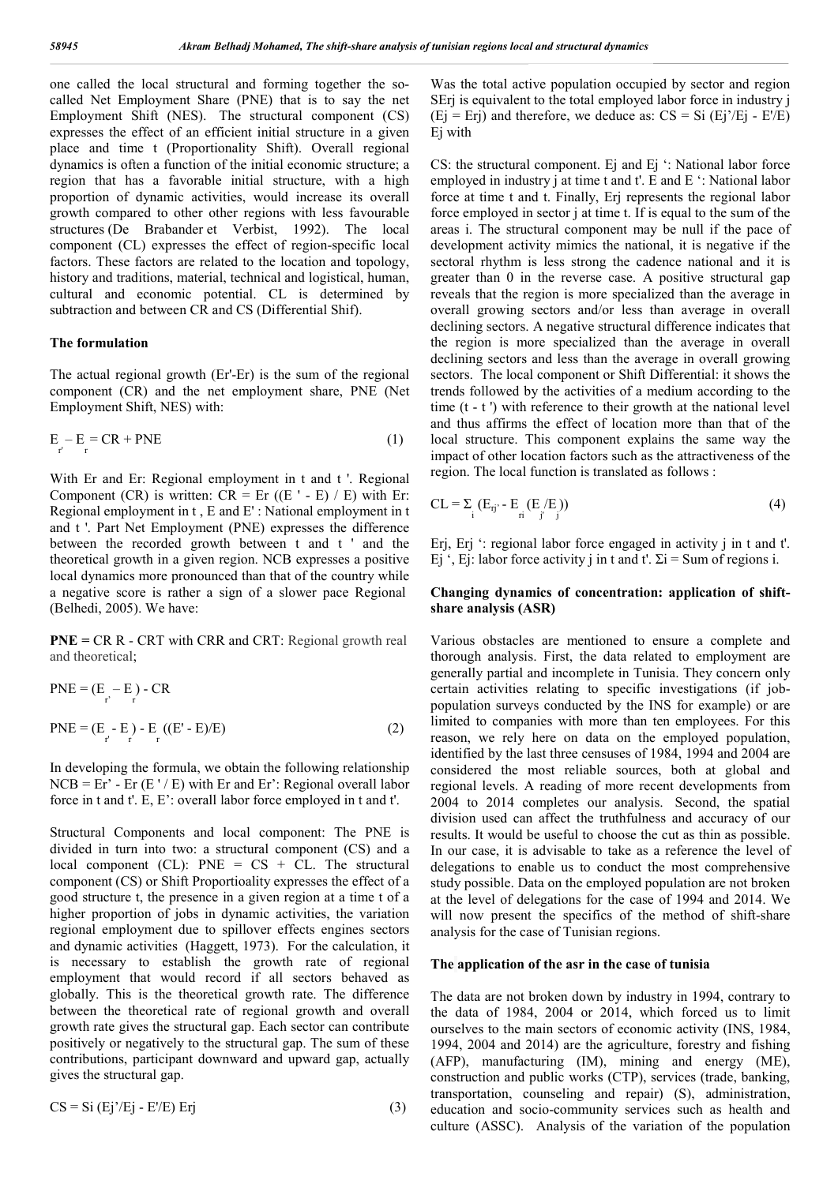one called the local structural and forming together the so-called Net Employment Share (PNE) that is to say the net Employment Shift (NES). The structural component (CS) expresses the effect of an efficient initial structure in a given place and time t (Proportionality Shift). Overall regional dynamics is often a function of the initial economic structure; a region that has a favorable initial structure, with a high proportion of dynamic activities, would increase its overall growth compared to other other regions with less favourable structures (De Brabander et Verbist, 1992). The local component (CL) expresses the effect of region-specific local factors. These factors are related to the location and topology, history and traditions, material, technical and logistical, human, cultural and economic potential. CL is determined by subtraction and between CR and CS (Differential Shif).

### The formulation

The actual regional growth (Er'-Er) is the sum of the regional component (CR) and the net employment share, PNE (Net Employment Shift, NES) with:

$$E_{r'} - E_{r} = CR + PNE \quad (1)$$

With Er and Er: Regional employment in t and t '. Regional Component (CR) is written: CR = Er ((E ' - E) / E) with Er: Regional employment in t , E and E' : National employment in t and t '. Part Net Employment (PNE) expresses the difference between the recorded growth between t and t ' and the theoretical growth in a given region. NCB expresses a positive local dynamics more pronounced than that of the country while a negative score is rather a sign of a slower pace Regional (Belhedi, 2005). We have:

**PNE =** CR R - CRT with CRR and CRT: Regional growth real and theoretical;

$$PNE = (E_{r'} - E_{r}) - CR$$

$$PNE = (E_{r'} - E_{r}) - E_{r}((E' - E)/E) \quad (2)$$

In developing the formula, we obtain the following relationship NCB = Er' - Er (E ' / E) with Er and Er': Regional overall labor force in t and t'. E, E': overall labor force employed in t and t'.

Structural Components and local component: The PNE is divided in turn into two: a structural component (CS) and a local component (CL): PNE = CS + CL. The structural component (CS) or Shift Proportioality expresses the effect of a good structure t, the presence in a given region at a time t of a higher proportion of jobs in dynamic activities, the variation regional employment due to spillover effects engines sectors and dynamic activities (Haggett, 1973). For the calculation, it is necessary to establish the growth rate of regional employment that would record if all sectors behaved as globally. This is the theoretical growth rate. The difference between the theoretical rate of regional growth and overall growth rate gives the structural gap. Each sector can contribute positively or negatively to the structural gap. The sum of these contributions, participant downward and upward gap, actually gives the structural gap.

$$CS = Si\,(Ej'/Ej - E'/E)\,Erj \quad (3)$$

Was the total active population occupied by sector and region SErj is equivalent to the total employed labor force in industry j (Ej = Erj) and therefore, we deduce as: CS = Si (Ej'/Ej - E'/E) Ej with

CS: the structural component. Ej and Ej ': National labor force employed in industry j at time t and t'. E and E ': National labor force at time t and t. Finally, Erj represents the regional labor force employed in sector j at time t. If is equal to the sum of the areas i. The structural component may be null if the pace of development activity mimics the national, it is negative if the sectoral rhythm is less strong the cadence national and it is greater than 0 in the reverse case. A positive structural gap reveals that the region is more specialized than the average in overall growing sectors and/or less than average in overall declining sectors. A negative structural difference indicates that the region is more specialized than the average in overall declining sectors and less than the average in overall growing sectors. The local component or Shift Differential: it shows the trends followed by the activities of a medium according to the time (t - t ') with reference to their growth at the national level and thus affirms the effect of location more than that of the local structure. This component explains the same way the impact of other location factors such as the attractiveness of the region. The local function is translated as follows :

$$CL = \Sigma_{i}\,(E_{rj'} - E_{ri}\,(E_{j'}/E_{j})) \quad (4)$$

Erj, Erj ': regional labor force engaged in activity j in t and t'. Ej ', Ej: labor force activity j in t and t'. Σi = Sum of regions i.

### Changing dynamics of concentration: application of shift-share analysis (ASR)

Various obstacles are mentioned to ensure a complete and thorough analysis. First, the data related to employment are generally partial and incomplete in Tunisia. They concern only certain activities relating to specific investigations (if job-population surveys conducted by the INS for example) or are limited to companies with more than ten employees. For this reason, we rely here on data on the employed population, identified by the last three censuses of 1984, 1994 and 2004 are considered the most reliable sources, both at global and regional levels. A reading of more recent developments from 2004 to 2014 completes our analysis. Second, the spatial division used can affect the truthfulness and accuracy of our results. It would be useful to choose the cut as thin as possible. In our case, it is advisable to take as a reference the level of delegations to enable us to conduct the most comprehensive study possible. Data on the employed population are not broken at the level of delegations for the case of 1994 and 2014. We will now present the specifics of the method of shift-share analysis for the case of Tunisian regions.

### The application of the asr in the case of tunisia

The data are not broken down by industry in 1994, contrary to the data of 1984, 2004 or 2014, which forced us to limit ourselves to the main sectors of economic activity (INS, 1984, 1994, 2004 and 2014) are the agriculture, forestry and fishing (AFP), manufacturing (IM), mining and energy (ME), construction and public works (CTP), services (trade, banking, transportation, counseling and repair) (S), administration, education and socio-community services such as health and culture (ASSC). Analysis of the variation of the population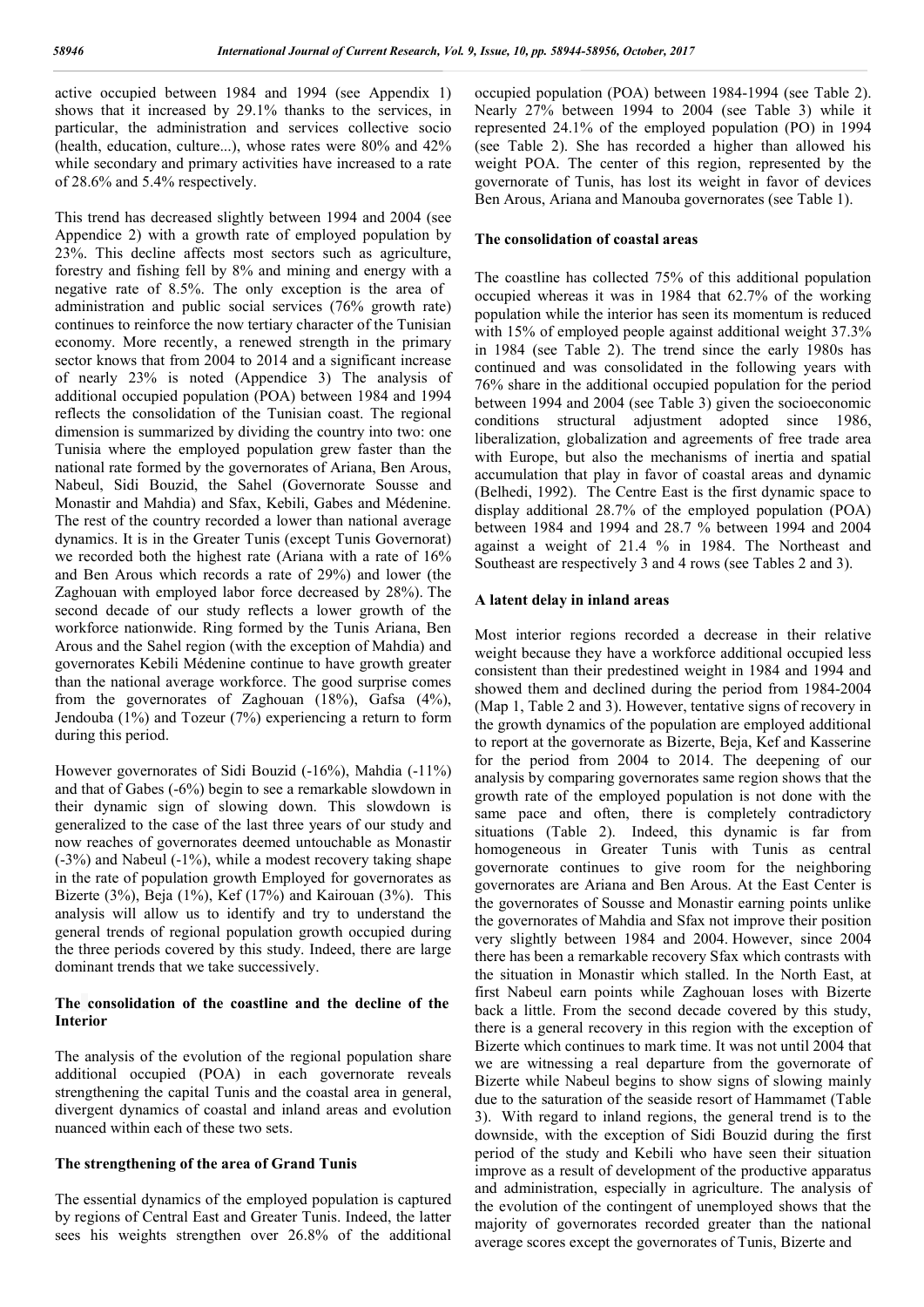active occupied between 1984 and 1994 (see Appendix 1) shows that it increased by 29.1% thanks to the services, in particular, the administration and services collective socio (health, education, culture...), whose rates were 80% and 42% while secondary and primary activities have increased to a rate of 28.6% and 5.4% respectively.

This trend has decreased slightly between 1994 and 2004 (see Appendice 2) with a growth rate of employed population by 23%. This decline affects most sectors such as agriculture, forestry and fishing fell by 8% and mining and energy with a negative rate of 8.5%. The only exception is the area of administration and public social services (76% growth rate) continues to reinforce the now tertiary character of the Tunisian economy. More recently, a renewed strength in the primary sector knows that from 2004 to 2014 and a significant increase of nearly 23% is noted (Appendice 3) The analysis of additional occupied population (POA) between 1984 and 1994 reflects the consolidation of the Tunisian coast. The regional dimension is summarized by dividing the country into two: one Tunisia where the employed population grew faster than the national rate formed by the governorates of Ariana, Ben Arous, Nabeul, Sidi Bouzid, the Sahel (Governorate Sousse and Monastir and Mahdia) and Sfax, Kebili, Gabes and Médenine. The rest of the country recorded a lower than national average dynamics. It is in the Greater Tunis (except Tunis Governorat) we recorded both the highest rate (Ariana with a rate of 16% and Ben Arous which records a rate of 29%) and lower (the Zaghouan with employed labor force decreased by 28%). The second decade of our study reflects a lower growth of the workforce nationwide. Ring formed by the Tunis Ariana, Ben Arous and the Sahel region (with the exception of Mahdia) and governorates Kebili Médenine continue to have growth greater than the national average workforce. The good surprise comes from the governorates of Zaghouan (18%), Gafsa (4%), Jendouba (1%) and Tozeur (7%) experiencing a return to form during this period.

However governorates of Sidi Bouzid (-16%), Mahdia (-11%) and that of Gabes (-6%) begin to see a remarkable slowdown in their dynamic sign of slowing down. This slowdown is generalized to the case of the last three years of our study and now reaches of governorates deemed untouchable as Monastir (-3%) and Nabeul (-1%), while a modest recovery taking shape in the rate of population growth Employed for governorates as Bizerte (3%), Beja (1%), Kef (17%) and Kairouan (3%). This analysis will allow us to identify and try to understand the general trends of regional population growth occupied during the three periods covered by this study. Indeed, there are large dominant trends that we take successively.

## The consolidation of the coastline and the decline of the Interior

The analysis of the evolution of the regional population share additional occupied (POA) in each governorate reveals strengthening the capital Tunis and the coastal area in general, divergent dynamics of coastal and inland areas and evolution nuanced within each of these two sets.

### The strengthening of the area of Grand Tunis

The essential dynamics of the employed population is captured by regions of Central East and Greater Tunis. Indeed, the latter sees his weights strengthen over 26.8% of the additional occupied population (POA) between 1984-1994 (see Table 2). Nearly 27% between 1994 to 2004 (see Table 3) while it represented 24.1% of the employed population (PO) in 1994 (see Table 2). She has recorded a higher than allowed his weight POA. The center of this region, represented by the governorate of Tunis, has lost its weight in favor of devices Ben Arous, Ariana and Manouba governorates (see Table 1).

### The consolidation of coastal areas

The coastline has collected 75% of this additional population occupied whereas it was in 1984 that 62.7% of the working population while the interior has seen its momentum is reduced with 15% of employed people against additional weight 37.3% in 1984 (see Table 2). The trend since the early 1980s has continued and was consolidated in the following years with 76% share in the additional occupied population for the period between 1994 and 2004 (see Table 3) given the socioeconomic conditions structural adjustment adopted since 1986, liberalization, globalization and agreements of free trade area with Europe, but also the mechanisms of inertia and spatial accumulation that play in favor of coastal areas and dynamic (Belhedi, 1992). The Centre East is the first dynamic space to display additional 28.7% of the employed population (POA) between 1984 and 1994 and 28.7 % between 1994 and 2004 against a weight of 21.4 % in 1984. The Northeast and Southeast are respectively 3 and 4 rows (see Tables 2 and 3).

### A latent delay in inland areas

Most interior regions recorded a decrease in their relative weight because they have a workforce additional occupied less consistent than their predestined weight in 1984 and 1994 and showed them and declined during the period from 1984-2004 (Map 1, Table 2 and 3). However, tentative signs of recovery in the growth dynamics of the population are employed additional to report at the governorate as Bizerte, Beja, Kef and Kasserine for the period from 2004 to 2014. The deepening of our analysis by comparing governorates same region shows that the growth rate of the employed population is not done with the same pace and often, there is completely contradictory situations (Table 2). Indeed, this dynamic is far from homogeneous in Greater Tunis with Tunis as central governorate continues to give room for the neighboring governorates are Ariana and Ben Arous. At the East Center is the governorates of Sousse and Monastir earning points unlike the governorates of Mahdia and Sfax not improve their position very slightly between 1984 and 2004. However, since 2004 there has been a remarkable recovery Sfax which contrasts with the situation in Monastir which stalled. In the North East, at first Nabeul earn points while Zaghouan loses with Bizerte back a little. From the second decade covered by this study, there is a general recovery in this region with the exception of Bizerte which continues to mark time. It was not until 2004 that we are witnessing a real departure from the governorate of Bizerte while Nabeul begins to show signs of slowing mainly due to the saturation of the seaside resort of Hammamet (Table 3). With regard to inland regions, the general trend is to the downside, with the exception of Sidi Bouzid during the first period of the study and Kebili who have seen their situation improve as a result of development of the productive apparatus and administration, especially in agriculture. The analysis of the evolution of the contingent of unemployed shows that the majority of governorates recorded greater than the national average scores except the governorates of Tunis, Bizerte and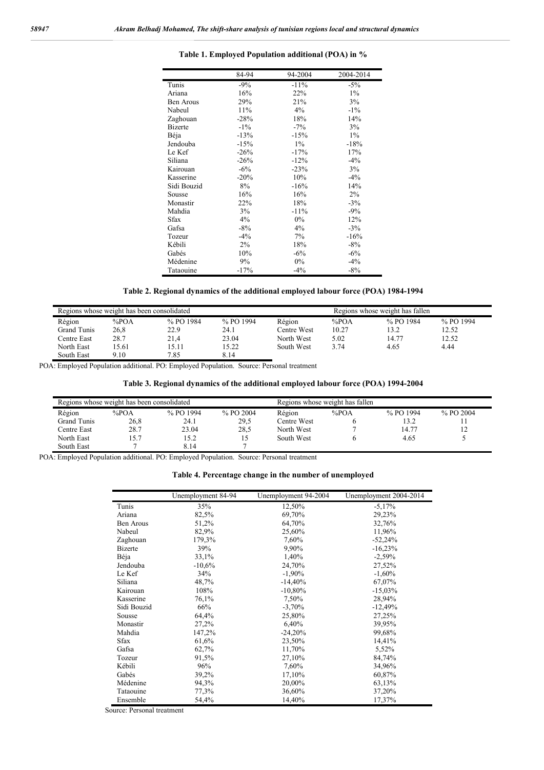**Table 1. Employed Population additional (POA) in %**

| | 84-94 | 94-2004 | 2004-2014 |
|---|---|---|---|
| Tunis | -9% | -11% | -5% |
| Ariana | 16% | 22% | 1% |
| Ben Arous | 29% | 21% | 3% |
| Nabeul | 11% | 4% | -1% |
| Zaghouan | -28% | 18% | 14% |
| Bizerte | -1% | -7% | 3% |
| Béja | -13% | -15% | 1% |
| Jendouba | -15% | 1% | -18% |
| Le Kef | -26% | -17% | 17% |
| Siliana | -26% | -12% | -4% |
| Kairouan | -6% | -23% | 3% |
| Kasserine | -20% | 10% | -4% |
| Sidi Bouzid | 8% | -16% | 14% |
| Sousse | 16% | 16% | 2% |
| Monastir | 22% | 18% | -3% |
| Mahdia | 3% | -11% | -9% |
| Sfax | 4% | 0% | 12% |
| Gafsa | -8% | 4% | -3% |
| Tozeur | -4% | 7% | -16% |
| Kébili | 2% | 18% | -8% |
| Gabés | 10% | -6% | -6% |
| Médenine | 9% | 0% | -4% |
| Tataouine | -17% | -4% | -8% |

**Table 2. Regional dynamics of the additional employed labour force (POA) 1984-1994**

| Regions whose weight has been consolidated | | | | Regions whose weight has fallen | | | |
|---|---|---|---|---|---|---|---|
| Région | %POA | % PO 1984 | % PO 1994 | Région | %POA | % PO 1984 | % PO 1994 |
| Grand Tunis | 26,8 | 22.9 | 24.1 | Centre West | 10.27 | 13.2 | 12.52 |
| Centre East | 28.7 | 21,4 | 23.04 | North West | 5.02 | 14.77 | 12.52 |
| North East | 15.61 | 15.11 | 15.22 | South West | 3.74 | 4.65 | 4.44 |
| South East | 9.10 | 7.85 | 8.14 | | | | |

POA: Employed Population additional. PO: Employed Population. Source: Personal treatment

**Table 3. Regional dynamics of the additional employed labour force (POA) 1994-2004**

| Regions whose weight has been consolidated | | | | Regions whose weight has fallen | | | |
|---|---|---|---|---|---|---|---|
| Région | %POA | % PO 1994 | % PO 2004 | Région | %POA | % PO 1994 | % PO 2004 |
| Grand Tunis | 26,8 | 24.1 | 29,5 | Centre West | 6 | 13.2 | 11 |
| Centre East | 28.7 | 23.04 | 28,5 | North West | 7 | 14.77 | 12 |
| North East | 15.7 | 15.2 | 15 | South West | 6 | 4.65 | 5 |
| South East | 7 | 8.14 | 7 | | | | |

POA: Employed Population additional. PO: Employed Population. Source: Personal treatment

**Table 4. Percentage change in the number of unemployed**

| | Unemployment 84-94 | Unemployment 94-2004 | Unemployment 2004-2014 |
|---|---|---|---|
| Tunis | 35% | 12,50% | -5,17% |
| Ariana | 82,5% | 69,70% | 29,23% |
| Ben Arous | 51,2% | 64,70% | 32,76% |
| Nabeul | 82,9% | 25,60% | 11,96% |
| Zaghouan | 179,3% | 7,60% | -52,24% |
| Bizerte | 39% | 9,90% | -16,23% |
| Béja | 33,1% | 1,40% | -2,59% |
| Jendouba | -10,6% | 24,70% | 27,52% |
| Le Kef | 34% | -1,90% | -1,60% |
| Siliana | 48,7% | -14,40% | 67,07% |
| Kairouan | 108% | -10,80% | -15,03% |
| Kasserine | 76,1% | 7,50% | 28,94% |
| Sidi Bouzid | 66% | -3,70% | -12,49% |
| Sousse | 64,4% | 25,80% | 27,25% |
| Monastir | 27,2% | 6,40% | 39,95% |
| Mahdia | 147,2% | -24,20% | 99,68% |
| Sfax | 61,6% | 23,50% | 14,41% |
| Gafsa | 62,7% | 11,70% | 5,52% |
| Tozeur | 91,5% | 27,10% | 84,74% |
| Kébili | 96% | 7,60% | 34,96% |
| Gabés | 39,2% | 17,10% | 60,87% |
| Médenine | 94,3% | 20,00% | 63,13% |
| Tataouine | 77,3% | 36,60% | 37,20% |
| Ensemble | 54,4% | 14,40% | 17,37% |

Source: Personal treatment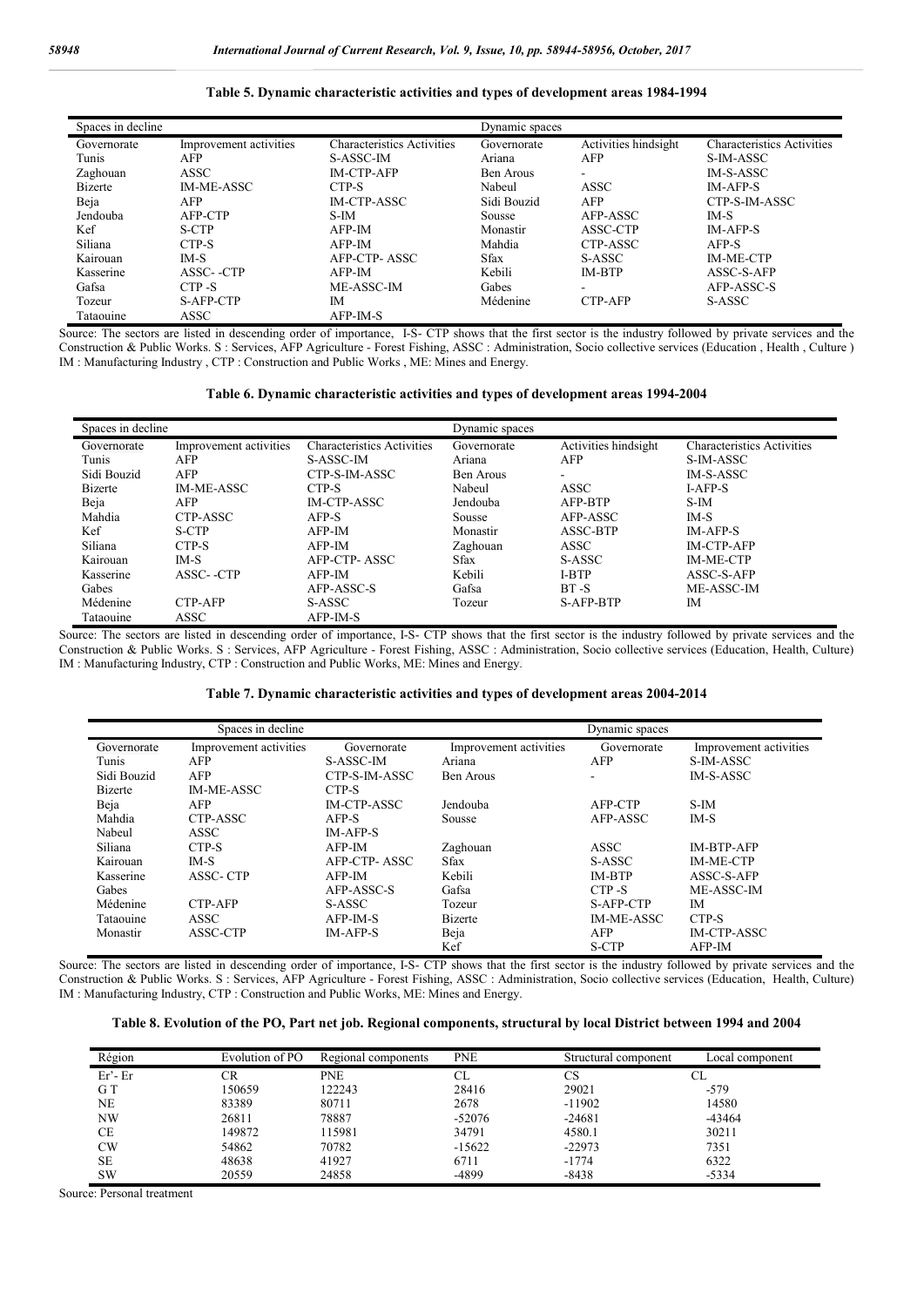**Table 5. Dynamic characteristic activities and types of development areas 1984-1994**

| Spaces in decline | | | Dynamic spaces | | |
|---|---|---|---|---|---|
| Governorate | Improvement activities | Characteristics Activities | Governorate | Activities hindsight | Characteristics Activities |
| Tunis | AFP | S-ASSC-IM | Ariana | AFP | S-IM-ASSC |
| Zaghouan | ASSC | IM-CTP-AFP | Ben Arous | - | IM-S-ASSC |
| Bizerte | IM-ME-ASSC | CTP-S | Nabeul | ASSC | IM-AFP-S |
| Beja | AFP | IM-CTP-ASSC | Sidi Bouzid | AFP | CTP-S-IM-ASSC |
| Jendouba | AFP-CTP | S-IM | Sousse | AFP-ASSC | IM-S |
| Kef | S-CTP | AFP-IM | Monastir | ASSC-CTP | IM-AFP-S |
| Siliana | CTP-S | AFP-IM | Mahdia | CTP-ASSC | AFP-S |
| Kairouan | IM-S | AFP-CTP- ASSC | Sfax | S-ASSC | IM-ME-CTP |
| Kasserine | ASSC- -CTP | AFP-IM | Kebili | IM-BTP | ASSC-S-AFP |
| Gafsa | CTP -S | ME-ASSC-IM | Gabes | - | AFP-ASSC-S |
| Tozeur | S-AFP-CTP | IM | Médenine | CTP-AFP | S-ASSC |
| Tataouine | ASSC | AFP-IM-S | | | |

Source: The sectors are listed in descending order of importance, I-S- CTP shows that the first sector is the industry followed by private services and the Construction & Public Works. S : Services, AFP Agriculture - Forest Fishing, ASSC : Administration, Socio collective services (Education , Health , Culture ) IM : Manufacturing Industry , CTP : Construction and Public Works , ME: Mines and Energy.

**Table 6. Dynamic characteristic activities and types of development areas 1994-2004**

| Spaces in decline | | | Dynamic spaces | | |
|---|---|---|---|---|---|
| Governorate | Improvement activities | Characteristics Activities | Governorate | Activities hindsight | Characteristics Activities |
| Tunis | AFP | S-ASSC-IM | Ariana | AFP | S-IM-ASSC |
| Sidi Bouzid | AFP | CTP-S-IM-ASSC | Ben Arous | - | IM-S-ASSC |
| Bizerte | IM-ME-ASSC | CTP-S | Nabeul | ASSC | I-AFP-S |
| Beja | AFP | IM-CTP-ASSC | Jendouba | AFP-BTP | S-IM |
| Mahdia | CTP-ASSC | AFP-S | Sousse | AFP-ASSC | IM-S |
| Kef | S-CTP | AFP-IM | Monastir | ASSC-BTP | IM-AFP-S |
| Siliana | CTP-S | AFP-IM | Zaghouan | ASSC | IM-CTP-AFP |
| Kairouan | IM-S | AFP-CTP- ASSC | Sfax | S-ASSC | IM-ME-CTP |
| Kasserine | ASSC- -CTP | AFP-IM | Kebili | I-BTP | ASSC-S-AFP |
| Gabes | | AFP-ASSC-S | Gafsa | BT -S | ME-ASSC-IM |
| Médenine | CTP-AFP | S-ASSC | Tozeur | S-AFP-BTP | IM |
| Tataouine | ASSC | AFP-IM-S | | | |

Source: The sectors are listed in descending order of importance, I-S- CTP shows that the first sector is the industry followed by private services and the Construction & Public Works. S : Services, AFP Agriculture - Forest Fishing, ASSC : Administration, Socio collective services (Education, Health, Culture) IM : Manufacturing Industry, CTP : Construction and Public Works, ME: Mines and Energy.

**Table 7. Dynamic characteristic activities and types of development areas 2004-2014**

| Spaces in decline | | | Dynamic spaces | | |
|---|---|---|---|---|---|
| Governorate | Improvement activities | Governorate | Improvement activities | Governorate | Improvement activities |
| Tunis | AFP | S-ASSC-IM | Ariana | AFP | S-IM-ASSC |
| Sidi Bouzid | AFP | CTP-S-IM-ASSC | Ben Arous | - | IM-S-ASSC |
| Bizerte | IM-ME-ASSC | CTP-S | | | |
| Beja | AFP | IM-CTP-ASSC | Jendouba | AFP-CTP | S-IM |
| Mahdia | CTP-ASSC | AFP-S | Sousse | AFP-ASSC | IM-S |
| Nabeul | ASSC | IM-AFP-S | | | |
| Siliana | CTP-S | AFP-IM | Zaghouan | ASSC | IM-BTP-AFP |
| Kairouan | IM-S | AFP-CTP- ASSC | Sfax | S-ASSC | IM-ME-CTP |
| Kasserine | ASSC- CTP | AFP-IM | Kebili | IM-BTP | ASSC-S-AFP |
| Gabes | | AFP-ASSC-S | Gafsa | CTP -S | ME-ASSC-IM |
| Médenine | CTP-AFP | S-ASSC | Tozeur | S-AFP-CTP | IM |
| Tataouine | ASSC | AFP-IM-S | Bizerte | IM-ME-ASSC | CTP-S |
| Monastir | ASSC-CTP | IM-AFP-S | Beja | AFP | IM-CTP-ASSC |
| | | | Kef | S-CTP | AFP-IM |

Source: The sectors are listed in descending order of importance, I-S- CTP shows that the first sector is the industry followed by private services and the Construction & Public Works. S : Services, AFP Agriculture - Forest Fishing, ASSC : Administration, Socio collective services (Education, Health, Culture) IM : Manufacturing Industry, CTP : Construction and Public Works, ME: Mines and Energy.

**Table 8. Evolution of the PO, Part net job. Regional components, structural by local District between 1994 and 2004**

| Région | Evolution of PO | Regional components | PNE | Structural component | Local component |
|---|---|---|---|---|---|
| Er'- Er | CR | PNE | CL | CS | CL |
| G T | 150659 | 122243 | 28416 | 29021 | -579 |
| NE | 83389 | 80711 | 2678 | -11902 | 14580 |
| NW | 26811 | 78887 | -52076 | -24681 | -43464 |
| CE | 149872 | 115981 | 34791 | 4580.1 | 30211 |
| CW | 54862 | 70782 | -15622 | -22973 | 7351 |
| SE | 48638 | 41927 | 6711 | -1774 | 6322 |
| SW | 20559 | 24858 | -4899 | -8438 | -5334 |

Source: Personal treatment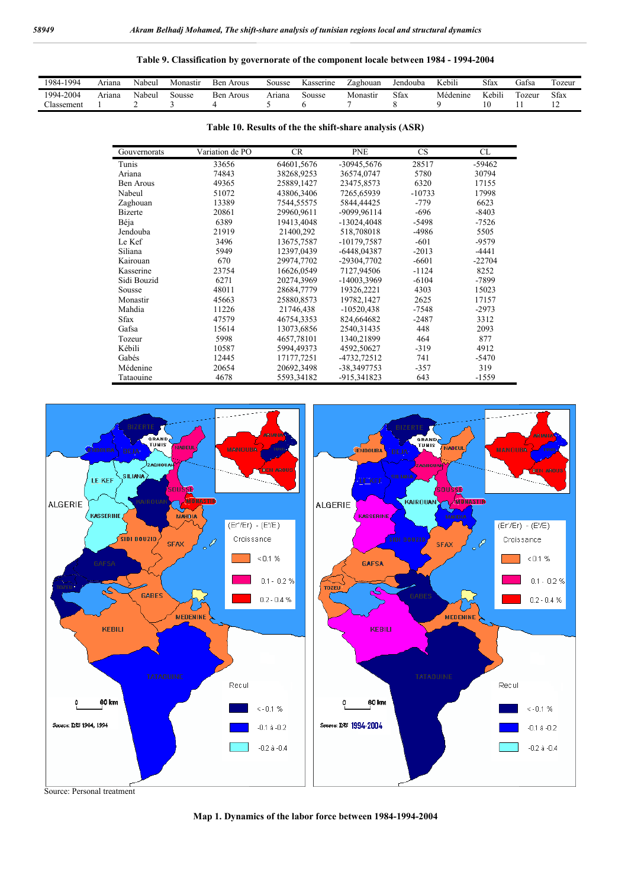**Table 9. Classification by governorate of the component locale between 1984 - 1994-2004**

| 1984-1994 | Ariana | Nabeul | Monastir | Ben Arous | Sousse | Kasserine | Zaghouan | Jendouba | Kebili | Sfax | Gafsa | Tozeur |
|---|---|---|---|---|---|---|---|---|---|---|---|---|
| 1994-2004 | Ariana | Nabeul | Sousse | Ben Arous | Ariana | Sousse | Monastir | Sfax | Médenine | Kebili | Tozeur | Sfax |
| Classement | 1 | 2 | 3 | 4 | 5 | 6 | 7 | 8 | 9 | 10 | 11 | 12 |

**Table 10. Results of the the shift-share analysis (ASR)**

| Gouvernorats | Variation de PO | CR | PNE | CS | CL |
|---|---|---|---|---|---|
| Tunis | 33656 | 64601,5676 | -30945,5676 | 28517 | -59462 |
| Ariana | 74843 | 38268,9253 | 36574,0747 | 5780 | 30794 |
| Ben Arous | 49365 | 25889,1427 | 23475,8573 | 6320 | 17155 |
| Nabeul | 51072 | 43806,3406 | 7265,65939 | -10733 | 17998 |
| Zaghouan | 13389 | 7544,55575 | 5844,44425 | -779 | 6623 |
| Bizerte | 20861 | 29960,9611 | -9099,96114 | -696 | -8403 |
| Béja | 6389 | 19413,4048 | -13024,4048 | -5498 | -7526 |
| Jendouba | 21919 | 21400,292 | 518,708018 | -4986 | 5505 |
| Le Kef | 3496 | 13675,7587 | -10179,7587 | -601 | -9579 |
| Siliana | 5949 | 12397,0439 | -6448,04387 | -2013 | -4441 |
| Kairouan | 670 | 29974,7702 | -29304,7702 | -6601 | -22704 |
| Kasserine | 23754 | 16626,0549 | 7127,94506 | -1124 | 8252 |
| Sidi Bouzid | 6271 | 20274,3969 | -14003,3969 | -6104 | -7899 |
| Sousse | 48011 | 28684,7779 | 19326,2221 | 4303 | 15023 |
| Monastir | 45663 | 25880,8573 | 19782,1427 | 2625 | 17157 |
| Mahdia | 11226 | 21746,438 | -10520,438 | -7548 | -2973 |
| Sfax | 47579 | 46754,3353 | 824,664682 | -2487 | 3312 |
| Gafsa | 15614 | 13073,6856 | 2540,31435 | 448 | 2093 |
| Tozeur | 5998 | 4657,78101 | 1340,21899 | 464 | 877 |
| Kébili | 10587 | 5994,49373 | 4592,50627 | -319 | 4912 |
| Gabés | 12445 | 17177,7251 | -4732,72512 | 741 | -5470 |
| Médenine | 20654 | 20692,3498 | -38,3497753 | -357 | 319 |
| Tataouine | 4678 | 5593,34182 | -915,341823 | 643 | -1559 |

Source: Personal treatment

**Map 1. Dynamics of the labor force between 1984-1994-2004**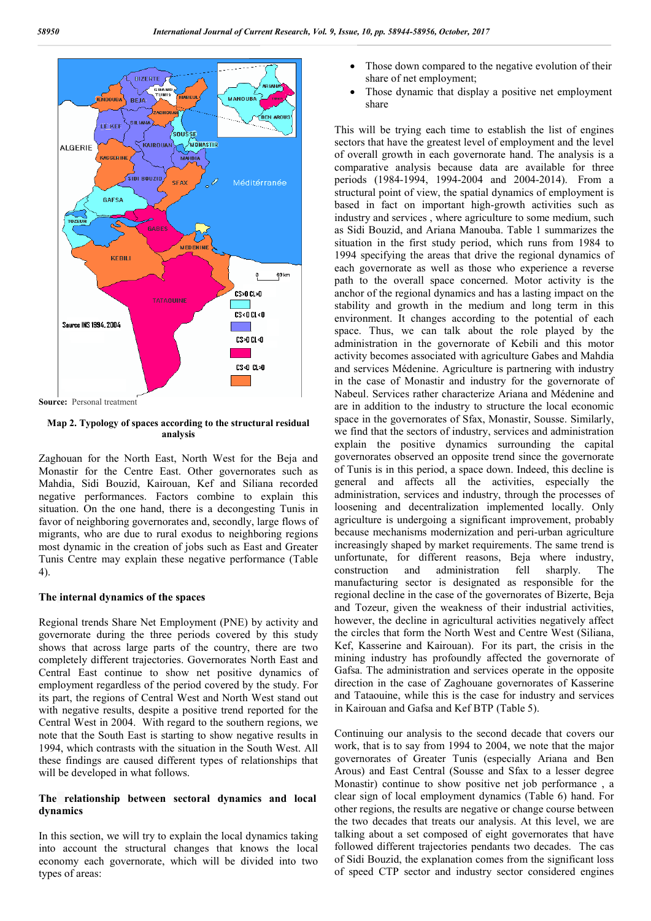Source: Personal treatment

**Map 2. Typology of spaces according to the structural residual analysis**

Zaghouan for the North East, North West for the Beja and Monastir for the Centre East. Other governorates such as Mahdia, Sidi Bouzid, Kairouan, Kef and Siliana recorded negative performances. Factors combine to explain this situation. On the one hand, there is a decongesting Tunis in favor of neighboring governorates and, secondly, large flows of migrants, who are due to rural exodus to neighboring regions most dynamic in the creation of jobs such as East and Greater Tunis Centre may explain these negative performance (Table 4).

### The internal dynamics of the spaces

Regional trends Share Net Employment (PNE) by activity and governorate during the three periods covered by this study shows that across large parts of the country, there are two completely different trajectories. Governorates North East and Central East continue to show net positive dynamics of employment regardless of the period covered by the study. For its part, the regions of Central West and North West stand out with negative results, despite a positive trend reported for the Central West in 2004. With regard to the southern regions, we note that the South East is starting to show negative results in 1994, which contrasts with the situation in the South West. All these findings are caused different types of relationships that will be developed in what follows.

### The relationship between sectoral dynamics and local dynamics

In this section, we will try to explain the local dynamics taking into account the structural changes that knows the local economy each governorate, which will be divided into two types of areas:

- Those down compared to the negative evolution of their share of net employment;
- Those dynamic that display a positive net employment share

This will be trying each time to establish the list of engines sectors that have the greatest level of employment and the level of overall growth in each governorate hand. The analysis is a comparative analysis because data are available for three periods (1984-1994, 1994-2004 and 2004-2014). From a structural point of view, the spatial dynamics of employment is based in fact on important high-growth activities such as industry and services , where agriculture to some medium, such as Sidi Bouzid, and Ariana Manouba. Table 1 summarizes the situation in the first study period, which runs from 1984 to 1994 specifying the areas that drive the regional dynamics of each governorate as well as those who experience a reverse path to the overall space concerned. Motor activity is the anchor of the regional dynamics and has a lasting impact on the stability and growth in the medium and long term in this environment. It changes according to the potential of each space. Thus, we can talk about the role played by the administration in the governorate of Kebili and this motor activity becomes associated with agriculture Gabes and Mahdia and services Médenine. Agriculture is partnering with industry in the case of Monastir and industry for the governorate of Nabeul. Services rather characterize Ariana and Médenine and are in addition to the industry to structure the local economic space in the governorates of Sfax, Monastir, Sousse. Similarly, we find that the sectors of industry, services and administration explain the positive dynamics surrounding the capital governorates observed an opposite trend since the governorate of Tunis is in this period, a space down. Indeed, this decline is general and affects all the activities, especially the administration, services and industry, through the processes of loosening and decentralization implemented locally. Only agriculture is undergoing a significant improvement, probably because mechanisms modernization and peri-urban agriculture increasingly shaped by market requirements. The same trend is unfortunate, for different reasons, Beja where industry, construction and administration fell sharply. The manufacturing sector is designated as responsible for the regional decline in the case of the governorates of Bizerte, Beja and Tozeur, given the weakness of their industrial activities, however, the decline in agricultural activities negatively affect the circles that form the North West and Centre West (Siliana, Kef, Kasserine and Kairouan). For its part, the crisis in the mining industry has profoundly affected the governorate of Gafsa. The administration and services operate in the opposite direction in the case of Zaghouane governorates of Kasserine and Tataouine, while this is the case for industry and services in Kairouan and Gafsa and Kef BTP (Table 5).

Continuing our analysis to the second decade that covers our work, that is to say from 1994 to 2004, we note that the major governorates of Greater Tunis (especially Ariana and Ben Arous) and East Central (Sousse and Sfax to a lesser degree Monastir) continue to show positive net job performance , a clear sign of local employment dynamics (Table 6) hand. For other regions, the results are negative or change course between the two decades that treats our analysis. At this level, we are talking about a set composed of eight governorates that have followed different trajectories pendants two decades. The cas of Sidi Bouzid, the explanation comes from the significant loss of speed CTP sector and industry sector considered engines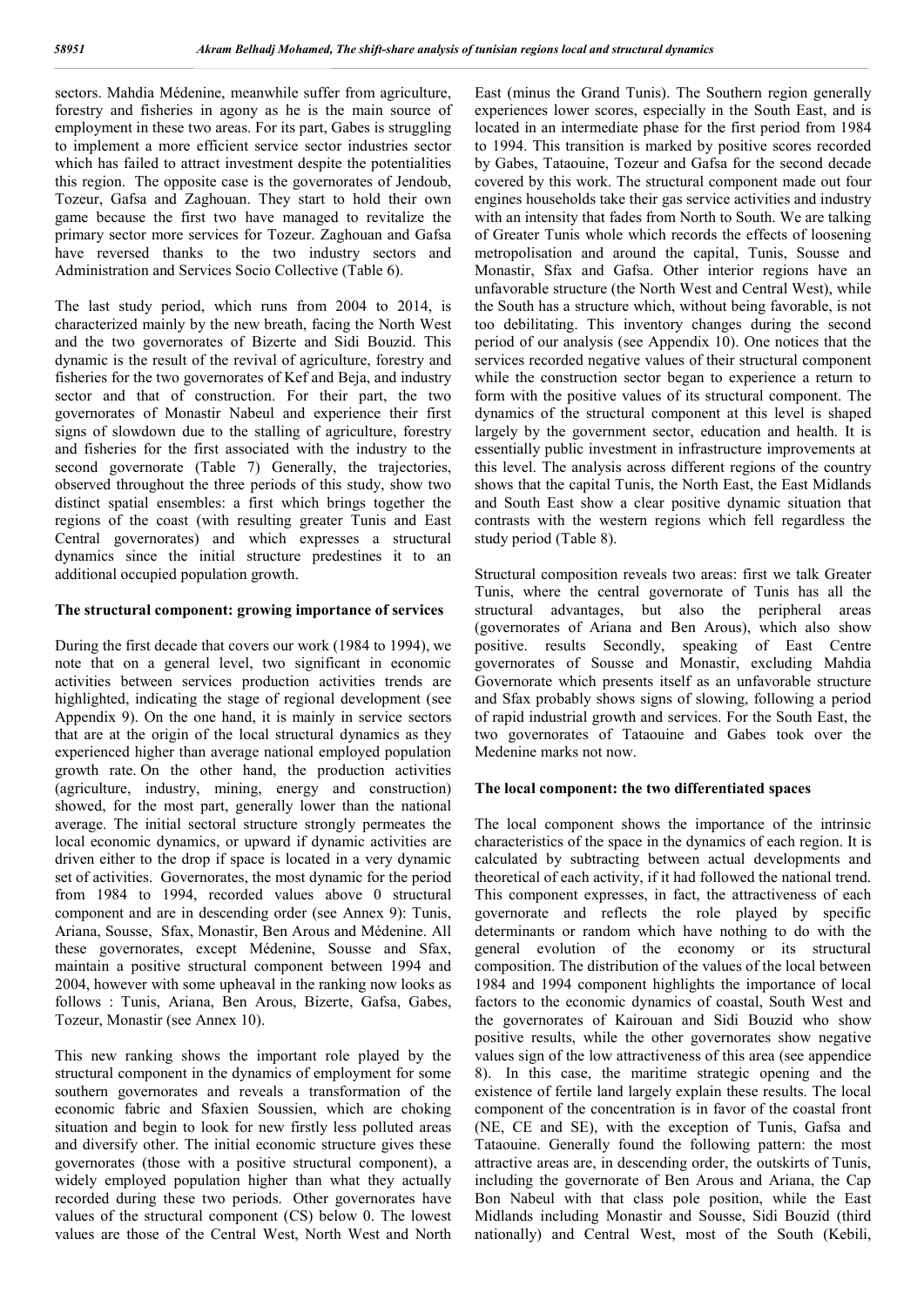sectors. Mahdia Médenine, meanwhile suffer from agriculture, forestry and fisheries in agony as he is the main source of employment in these two areas. For its part, Gabes is struggling to implement a more efficient service sector industries sector which has failed to attract investment despite the potentialities this region. The opposite case is the governorates of Jendoub, Tozeur, Gafsa and Zaghouan. They start to hold their own game because the first two have managed to revitalize the primary sector more services for Tozeur. Zaghouan and Gafsa have reversed thanks to the two industry sectors and Administration and Services Socio Collective (Table 6).

The last study period, which runs from 2004 to 2014, is characterized mainly by the new breath, facing the North West and the two governorates of Bizerte and Sidi Bouzid. This dynamic is the result of the revival of agriculture, forestry and fisheries for the two governorates of Kef and Beja, and industry sector and that of construction. For their part, the two governorates of Monastir Nabeul and experience their first signs of slowdown due to the stalling of agriculture, forestry and fisheries for the first associated with the industry to the second governorate (Table 7) Generally, the trajectories, observed throughout the three periods of this study, show two distinct spatial ensembles: a first which brings together the regions of the coast (with resulting greater Tunis and East Central governorates) and which expresses a structural dynamics since the initial structure predestines it to an additional occupied population growth.

### The structural component: growing importance of services

During the first decade that covers our work (1984 to 1994), we note that on a general level, two significant in economic activities between services production activities trends are highlighted, indicating the stage of regional development (see Appendix 9). On the one hand, it is mainly in service sectors that are at the origin of the local structural dynamics as they experienced higher than average national employed population growth rate. On the other hand, the production activities (agriculture, industry, mining, energy and construction) showed, for the most part, generally lower than the national average. The initial sectoral structure strongly permeates the local economic dynamics, or upward if dynamic activities are driven either to the drop if space is located in a very dynamic set of activities. Governorates, the most dynamic for the period from 1984 to 1994, recorded values above 0 structural component and are in descending order (see Annex 9): Tunis, Ariana, Sousse, Sfax, Monastir, Ben Arous and Médenine. All these governorates, except Médenine, Sousse and Sfax, maintain a positive structural component between 1994 and 2004, however with some upheaval in the ranking now looks as follows : Tunis, Ariana, Ben Arous, Bizerte, Gafsa, Gabes, Tozeur, Monastir (see Annex 10).

This new ranking shows the important role played by the structural component in the dynamics of employment for some southern governorates and reveals a transformation of the economic fabric and Sfaxien Soussien, which are choking situation and begin to look for new firstly less polluted areas and diversify other. The initial economic structure gives these governorates (those with a positive structural component), a widely employed population higher than what they actually recorded during these two periods. Other governorates have values of the structural component (CS) below 0. The lowest values are those of the Central West, North West and North East (minus the Grand Tunis). The Southern region generally experiences lower scores, especially in the South East, and is located in an intermediate phase for the first period from 1984 to 1994. This transition is marked by positive scores recorded by Gabes, Tataouine, Tozeur and Gafsa for the second decade covered by this work. The structural component made out four engines households take their gas service activities and industry with an intensity that fades from North to South. We are talking of Greater Tunis whole which records the effects of loosening metropolisation and around the capital, Tunis, Sousse and Monastir, Sfax and Gafsa. Other interior regions have an unfavorable structure (the North West and Central West), while the South has a structure which, without being favorable, is not too debilitating. This inventory changes during the second period of our analysis (see Appendix 10). One notices that the services recorded negative values of their structural component while the construction sector began to experience a return to form with the positive values of its structural component. The dynamics of the structural component at this level is shaped largely by the government sector, education and health. It is essentially public investment in infrastructure improvements at this level. The analysis across different regions of the country shows that the capital Tunis, the North East, the East Midlands and South East show a clear positive dynamic situation that contrasts with the western regions which fell regardless the study period (Table 8).

Structural composition reveals two areas: first we talk Greater Tunis, where the central governorate of Tunis has all the structural advantages, but also the peripheral areas (governorates of Ariana and Ben Arous), which also show positive. results Secondly, speaking of East Centre governorates of Sousse and Monastir, excluding Mahdia Governorate which presents itself as an unfavorable structure and Sfax probably shows signs of slowing, following a period of rapid industrial growth and services. For the South East, the two governorates of Tataouine and Gabes took over the Medenine marks not now.

### The local component: the two differentiated spaces

The local component shows the importance of the intrinsic characteristics of the space in the dynamics of each region. It is calculated by subtracting between actual developments and theoretical of each activity, if it had followed the national trend. This component expresses, in fact, the attractiveness of each governorate and reflects the role played by specific determinants or random which have nothing to do with the general evolution of the economy or its structural composition. The distribution of the values of the local between 1984 and 1994 component highlights the importance of local factors to the economic dynamics of coastal, South West and the governorates of Kairouan and Sidi Bouzid who show positive results, while the other governorates show negative values sign of the low attractiveness of this area (see appendice 8). In this case, the maritime strategic opening and the existence of fertile land largely explain these results. The local component of the concentration is in favor of the coastal front (NE, CE and SE), with the exception of Tunis, Gafsa and Tataouine. Generally found the following pattern: the most attractive areas are, in descending order, the outskirts of Tunis, including the governorate of Ben Arous and Ariana, the Cap Bon Nabeul with that class pole position, while the East Midlands including Monastir and Sousse, Sidi Bouzid (third nationally) and Central West, most of the South (Kebili,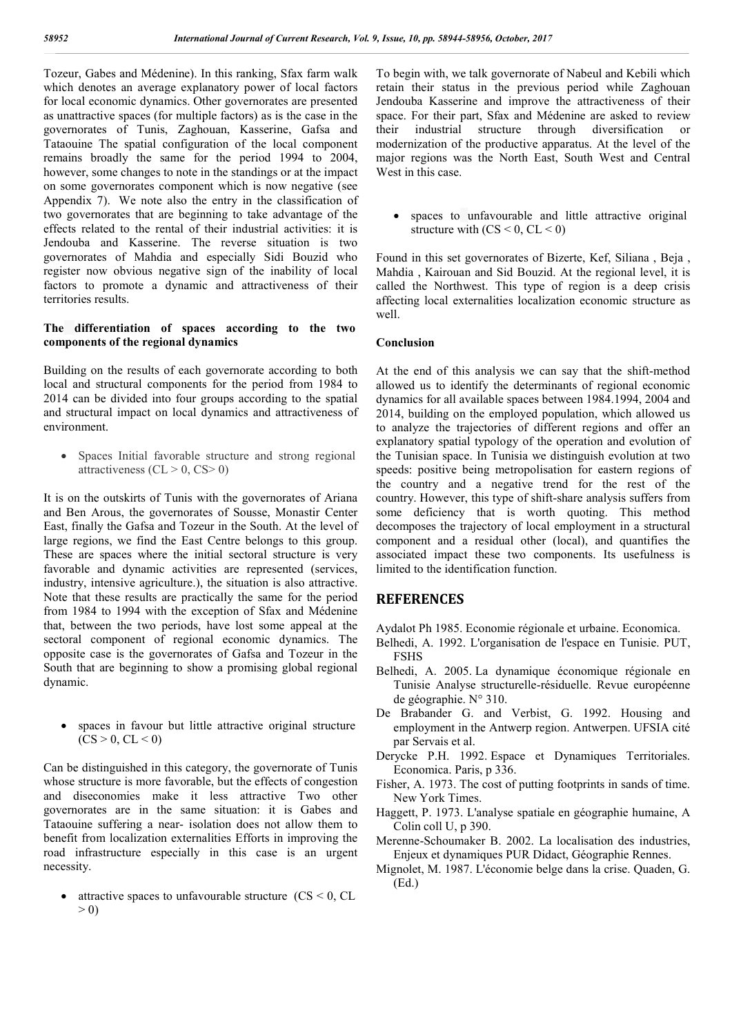Tozeur, Gabes and Médenine). In this ranking, Sfax farm walk which denotes an average explanatory power of local factors for local economic dynamics. Other governorates are presented as unattractive spaces (for multiple factors) as is the case in the governorates of Tunis, Zaghouan, Kasserine, Gafsa and Tataouine The spatial configuration of the local component remains broadly the same for the period 1994 to 2004, however, some changes to note in the standings or at the impact on some governorates component which is now negative (see Appendix 7). We note also the entry in the classification of two governorates that are beginning to take advantage of the effects related to the rental of their industrial activities: it is Jendouba and Kasserine. The reverse situation is two governorates of Mahdia and especially Sidi Bouzid who register now obvious negative sign of the inability of local factors to promote a dynamic and attractiveness of their territories results.

### The differentiation of spaces according to the two components of the regional dynamics

Building on the results of each governorate according to both local and structural components for the period from 1984 to 2014 can be divided into four groups according to the spatial and structural impact on local dynamics and attractiveness of environment.

- Spaces Initial favorable structure and strong regional attractiveness (CL > 0, CS> 0)

It is on the outskirts of Tunis with the governorates of Ariana and Ben Arous, the governorates of Sousse, Monastir Center East, finally the Gafsa and Tozeur in the South. At the level of large regions, we find the East Centre belongs to this group. These are spaces where the initial sectoral structure is very favorable and dynamic activities are represented (services, industry, intensive agriculture.), the situation is also attractive. Note that these results are practically the same for the period from 1984 to 1994 with the exception of Sfax and Médenine that, between the two periods, have lost some appeal at the sectoral component of regional economic dynamics. The opposite case is the governorates of Gafsa and Tozeur in the South that are beginning to show a promising global regional dynamic.

- spaces in favour but little attractive original structure (CS > 0, CL < 0)

Can be distinguished in this category, the governorate of Tunis whose structure is more favorable, but the effects of congestion and diseconomies make it less attractive Two other governorates are in the same situation: it is Gabes and Tataouine suffering a near- isolation does not allow them to benefit from localization externalities Efforts in improving the road infrastructure especially in this case is an urgent necessity.

- attractive spaces to unfavourable structure (CS < 0, CL > 0)

To begin with, we talk governorate of Nabeul and Kebili which retain their status in the previous period while Zaghouan Jendouba Kasserine and improve the attractiveness of their space. For their part, Sfax and Médenine are asked to review their industrial structure through diversification or modernization of the productive apparatus. At the level of the major regions was the North East, South West and Central West in this case.

- spaces to unfavourable and little attractive original structure with (CS < 0, CL < 0)

Found in this set governorates of Bizerte, Kef, Siliana , Beja , Mahdia , Kairouan and Sid Bouzid. At the regional level, it is called the Northwest. This type of region is a deep crisis affecting local externalities localization economic structure as well.

### Conclusion

At the end of this analysis we can say that the shift-method allowed us to identify the determinants of regional economic dynamics for all available spaces between 1984.1994, 2004 and 2014, building on the employed population, which allowed us to analyze the trajectories of different regions and offer an explanatory spatial typology of the operation and evolution of the Tunisian space. In Tunisia we distinguish evolution at two speeds: positive being metropolisation for eastern regions of the country and a negative trend for the rest of the country. However, this type of shift-share analysis suffers from some deficiency that is worth quoting. This method decomposes the trajectory of local employment in a structural component and a residual other (local), and quantifies the associated impact these two components. Its usefulness is limited to the identification function.

## REFERENCES

Aydalot Ph 1985. Economie régionale et urbaine. Economica.

Belhedi, A. 1992. L'organisation de l'espace en Tunisie. PUT, FSHS

Belhedi, A. 2005. La dynamique économique régionale en Tunisie Analyse structurelle-résiduelle. Revue européenne de géographie. N° 310.

De Brabander G. and Verbist, G. 1992. Housing and employment in the Antwerp region. Antwerpen. UFSIA cité par Servais et al.

Derycke P.H. 1992. Espace et Dynamiques Territoriales. Economica. Paris, p 336.

Fisher, A. 1973. The cost of putting footprints in sands of time. New York Times.

Haggett, P. 1973. L'analyse spatiale en géographie humaine, A Colin coll U, p 390.

Merenne-Schoumaker B. 2002. La localisation des industries, Enjeux et dynamiques PUR Didact, Géographie Rennes.

Mignolet, M. 1987. L'économie belge dans la crise. Quaden, G. (Ed.)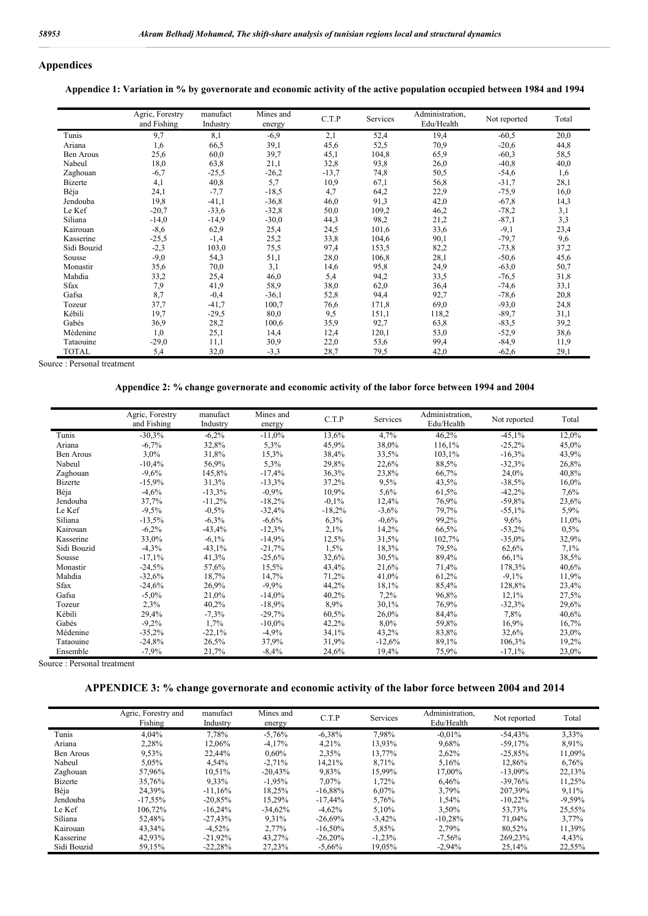## Appendices

**Appendice 1: Variation in % by governorate and economic activity of the active population occupied between 1984 and 1994**

| | Agric, Forestry and Fishing | manufact Industry | Mines and energy | C.T.P | Services | Administration, Edu/Health | Not reported | Total |
|---|---|---|---|---|---|---|---|---|
| Tunis | 9,7 | 8,1 | -6,9 | 2,1 | 52,4 | 19,4 | -60,5 | 20,0 |
| Ariana | 1,6 | 66,5 | 39,1 | 45,6 | 52,5 | 70,9 | -20,6 | 44,8 |
| Ben Arous | 25,6 | 60,0 | 39,7 | 45,1 | 104,8 | 65,9 | -60,3 | 58,5 |
| Nabeul | 18,0 | 63,8 | 21,1 | 32,8 | 93,8 | 26,0 | -40,8 | 40,0 |
| Zaghouan | -6,7 | -25,5 | -26,2 | -13,7 | 74,8 | 50,5 | -54,6 | 1,6 |
| Bizerte | 4,1 | 40,8 | 5,7 | 10,9 | 67,1 | 56,8 | -31,7 | 28,1 |
| Béja | 24,1 | -7,7 | -18,5 | 4,7 | 64,2 | 22,9 | -75,9 | 16,0 |
| Jendouba | 19,8 | -41,1 | -36,8 | 46,0 | 91,3 | 42,0 | -67,8 | 14,3 |
| Le Kef | -20,7 | -33,6 | -32,8 | 50,0 | 109,2 | 46,2 | -78,2 | 3,1 |
| Siliana | -14,0 | -14,9 | -30,0 | 44,3 | 98,2 | 21,2 | -87,1 | 3,3 |
| Kairouan | -8,6 | 62,9 | 25,4 | 24,5 | 101,6 | 33,6 | -9,1 | 23,4 |
| Kasserine | -25,5 | -1,4 | 25,2 | 33,8 | 104,6 | 90,1 | -79,7 | 9,6 |
| Sidi Bouzid | -2,3 | 103,0 | 75,5 | 97,4 | 153,5 | 82,2 | -73,8 | 37,2 |
| Sousse | -9,0 | 54,3 | 51,1 | 28,0 | 106,8 | 28,1 | -50,6 | 45,6 |
| Monastir | 35,6 | 70,0 | 3,1 | 14,6 | 95,8 | 24,9 | -63,0 | 50,7 |
| Mahdia | 33,2 | 25,4 | 46,0 | 5,4 | 94,2 | 33,5 | -76,5 | 31,8 |
| Sfax | 7,9 | 41,9 | 58,9 | 38,0 | 62,0 | 36,4 | -74,6 | 33,1 |
| Gafsa | 8,7 | -0,4 | -36,1 | 52,8 | 94,4 | 92,7 | -78,6 | 20,8 |
| Tozeur | 37,7 | -41,7 | 100,7 | 76,6 | 171,8 | 69,0 | -93,0 | 24,8 |
| Kébili | 19,7 | -29,5 | 80,0 | 9,5 | 151,1 | 118,2 | -89,7 | 31,1 |
| Gabés | 36,9 | 28,2 | 100,6 | 35,9 | 92,7 | 63,8 | -83,5 | 39,2 |
| Médenine | 1,0 | 25,1 | 14,4 | 12,4 | 120,1 | 53,0 | -52,9 | 38,6 |
| Tataouine | -29,0 | 11,1 | 30,9 | 22,0 | 53,6 | 99,4 | -84,9 | 11,9 |
| TOTAL | 5,4 | 32,0 | -3,3 | 28,7 | 79,5 | 42,0 | -62,6 | 29,1 |

Source : Personal treatment

**Appendice 2: % change governorate and economic activity of the labor force between 1994 and 2004**

| | Agric, Forestry and Fishing | manufact Industry | Mines and energy | C.T.P | Services | Administration, Edu/Health | Not reported | Total |
|---|---|---|---|---|---|---|---|---|
| Tunis | -30,3% | -6,2% | -11,0% | 13,6% | 4,7% | 46,2% | -45,1% | 12,0% |
| Ariana | -6,7% | 32,8% | 5,3% | 45,9% | 38,0% | 116,1% | -25,2% | 45,0% |
| Ben Arous | 3,0% | 31,8% | 15,3% | 38,4% | 33,5% | 103,1% | -16,3% | 43,9% |
| Nabeul | -10,4% | 56,9% | 5,3% | 29,8% | 22,6% | 88,5% | -32,3% | 26,8% |
| Zaghouan | -9,6% | 145,8% | -17,4% | 36,3% | 23,8% | 66,7% | 24,0% | 40,8% |
| Bizerte | -15,9% | 31,3% | -13,3% | 37,2% | 9,5% | 43,5% | -38,5% | 16,0% |
| Béja | -4,6% | -13,3% | -0,9% | 10,9% | 5,6% | 61,5% | -42,2% | 7,6% |
| Jendouba | 37,7% | -11,2% | -18,2% | -0,1% | 12,4% | 76,9% | -59,8% | 23,6% |
| Le Kef | -9,5% | -0,5% | -32,4% | -18,2% | -3,6% | 79,7% | -55,1% | 5,9% |
| Siliana | -13,5% | -6,3% | -6,6% | 6,3% | -0,6% | 99,2% | 9,6% | 11,0% |
| Kairouan | -6,2% | -43,4% | -12,3% | 2,1% | 14,2% | 66,5% | -53,2% | 0,5% |
| Kasserine | 33,0% | -6,1% | -14,9% | 12,5% | 31,5% | 102,7% | -35,0% | 32,9% |
| Sidi Bouzid | -4,3% | -43,1% | -21,7% | 1,5% | 18,3% | 79,5% | 62,6% | 7,1% |
| Sousse | -17,1% | 41,3% | -25,6% | 32,6% | 30,5% | 89,4% | 66,1% | 38,5% |
| Monastir | -24,5% | 57,6% | 15,5% | 43,4% | 21,6% | 71,4% | 178,3% | 40,6% |
| Mahdia | -32,6% | 18,7% | 14,7% | 71,2% | 41,0% | 61,2% | -9,1% | 11,9% |
| Sfax | -24,6% | 26,9% | -9,9% | 44,2% | 18,1% | 85,4% | 128,8% | 23,4% |
| Gafsa | -5,0% | 21,0% | -14,0% | 40,2% | 7,2% | 96,8% | 12,1% | 27,5% |
| Tozeur | 2,3% | 40,2% | -18,9% | 8,9% | 30,1% | 76,9% | -32,3% | 29,6% |
| Kébili | 29,4% | -7,3% | -29,7% | 60,5% | 26,0% | 84,4% | 7,8% | 40,6% |
| Gabés | -9,2% | 1,7% | -10,0% | 42,2% | 8,0% | 59,8% | 16,9% | 16,7% |
| Médenine | -35,2% | -22,1% | -4,9% | 34,1% | 43,2% | 83,8% | 32,6% | 23,0% |
| Tataouine | -24,8% | 26,5% | 37,9% | 31,9% | -12,6% | 89,1% | 106,3% | 19,2% |
| Ensemble | -7,9% | 21,7% | -8,4% | 24,6% | 19,4% | 75,9% | -17,1% | 23,0% |

Source : Personal treatment

**APPENDICE 3: % change governorate and economic activity of the labor force between 2004 and 2014**

| | Agric, Forestry and Fishing | manufact Industry | Mines and energy | C.T.P | Services | Administration, Edu/Health | Not reported | Total |
|---|---|---|---|---|---|---|---|---|
| Tunis | 4,04% | 7,78% | -5,76% | -6,38% | 7,98% | -0,01% | -54,43% | 3,33% |
| Ariana | 2,28% | 12,06% | -4,17% | 4,21% | 13,93% | 9,68% | -59,17% | 8,91% |
| Ben Arous | 9,53% | 22,44% | 0,60% | 2,35% | 13,77% | 2,62% | -25,85% | 11,09% |
| Nabeul | 5,05% | 4,54% | -2,71% | 14,21% | 8,71% | 5,16% | 12,86% | 6,76% |
| Zaghouan | 57,96% | 10,51% | -20,43% | 9,83% | 15,99% | 17,00% | -13,09% | 22,13% |
| Bizerte | 35,76% | 9,33% | -1,95% | 7,07% | 1,72% | 6,46% | -39,76% | 11,25% |
| Béja | 24,39% | -11,16% | 18,25% | -16,88% | 6,07% | 3,79% | 207,39% | 9,11% |
| Jendouba | -17,55% | -20,85% | 15,29% | -17,44% | 5,76% | 1,54% | -10,22% | -9,59% |
| Le Kef | 106,72% | -16,24% | -34,62% | -4,62% | 5,10% | 3,50% | 53,73% | 25,55% |
| Siliana | 52,48% | -27,43% | 9,31% | -26,69% | -3,42% | -10,28% | 71,04% | 3,77% |
| Kairouan | 43,34% | -4,52% | 2,77% | -16,50% | 5,85% | 2,79% | 80,52% | 11,39% |
| Kasserine | 42,93% | -21,92% | 43,27% | -26,20% | -1,23% | -7,56% | 269,23% | 4,43% |
| Sidi Bouzid | 59,15% | -22,28% | 27,23% | -5,66% | 19,05% | -2,94% | 25,14% | 22,55% |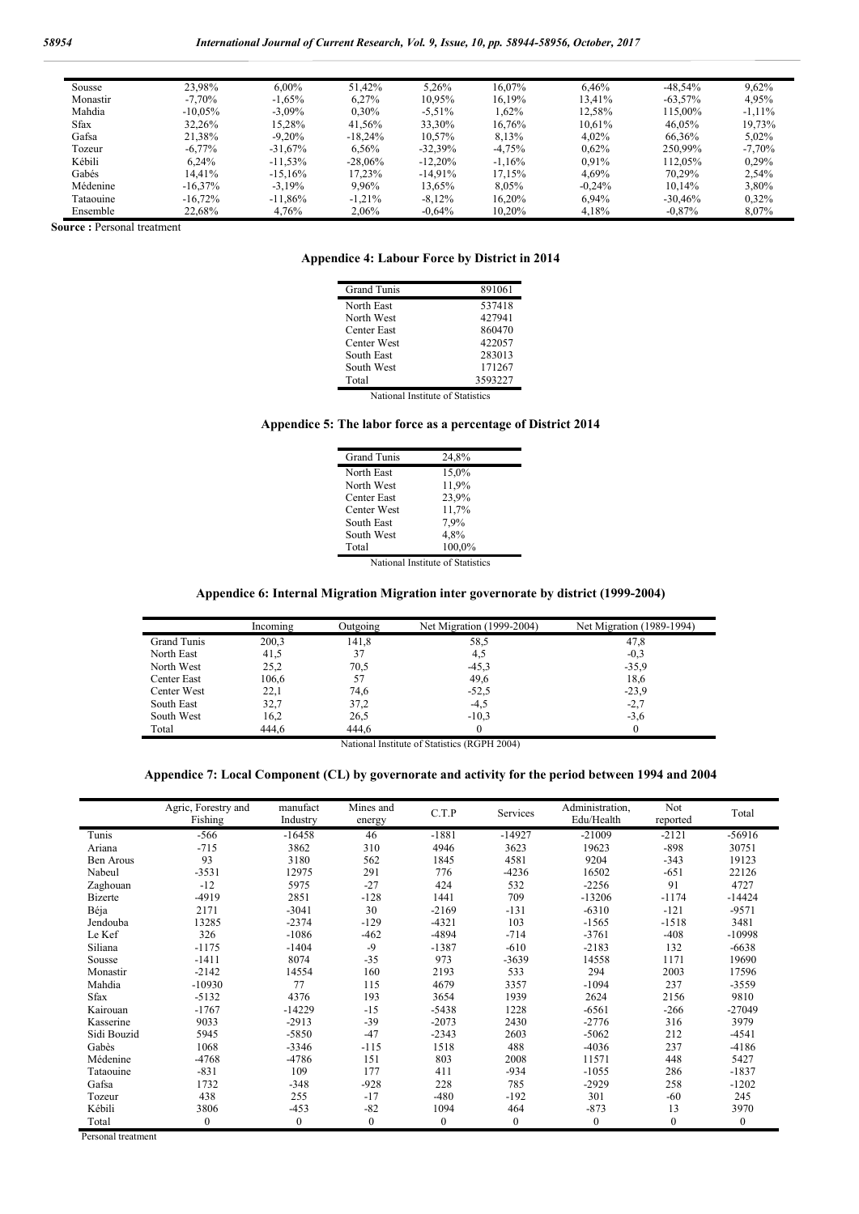| Sousse | 23,98% | 6,00% | 51,42% | 5,26% | 16,07% | 6,46% | -48,54% | 9,62% |
|---|---|---|---|---|---|---|---|---|
| Monastir | -7,70% | -1,65% | 6,27% | 10,95% | 16,19% | 13,41% | -63,57% | 4,95% |
| Mahdia | -10,05% | -3,09% | 0,30% | -5,51% | 1,62% | 12,58% | 115,00% | -1,11% |
| Sfax | 32,26% | 15,28% | 41,56% | 33,30% | 16,76% | 10,61% | 46,05% | 19,73% |
| Gafsa | 21,38% | -9,20% | -18,24% | 10,57% | 8,13% | 4,02% | 66,36% | 5,02% |
| Tozeur | -6,77% | -31,67% | 6,56% | -32,39% | -4,75% | 0,62% | 250,99% | -7,70% |
| Kébili | 6,24% | -11,53% | -28,06% | -12,20% | -1,16% | 0,91% | 112,05% | 0,29% |
| Gabés | 14,41% | -15,16% | 17,23% | -14,91% | 17,15% | 4,69% | 70,29% | 2,54% |
| Médenine | -16,37% | -3,19% | 9,96% | 13,65% | 8,05% | -0,24% | 10,14% | 3,80% |
| Tataouine | -16,72% | -11,86% | -1,21% | -8,12% | 16,20% | 6,94% | -30,46% | 0,32% |
| Ensemble | 22,68% | 4,76% | 2,06% | -0,64% | 10,20% | 4,18% | -0,87% | 8,07% |

**Source :** Personal treatment

### Appendice 4: Labour Force by District in 2014

| Grand Tunis | 891061 |
|---|---|
| North East | 537418 |
| North West | 427941 |
| Center East | 860470 |
| Center West | 422057 |
| South East | 283013 |
| South West | 171267 |
| Total | 3593227 |

National Institute of Statistics

### Appendice 5: The labor force as a percentage of District 2014

| Grand Tunis | 24,8% |
|---|---|
| North East | 15,0% |
| North West | 11,9% |
| Center East | 23,9% |
| Center West | 11,7% |
| South East | 7,9% |
| South West | 4,8% |
| Total | 100,0% |

National Institute of Statistics

### Appendice 6: Internal Migration Migration inter governorate by district (1999-2004)

| | Incoming | Outgoing | Net Migration (1999-2004) | Net Migration (1989-1994) |
|---|---|---|---|---|
| Grand Tunis | 200,3 | 141,8 | 58,5 | 47,8 |
| North East | 41,5 | 37 | 4,5 | -0,3 |
| North West | 25,2 | 70,5 | -45,3 | -35,9 |
| Center East | 106,6 | 57 | 49,6 | 18,6 |
| Center West | 22,1 | 74,6 | -52,5 | -23,9 |
| South East | 32,7 | 37,2 | -4,5 | -2,7 |
| South West | 16,2 | 26,5 | -10,3 | -3,6 |
| Total | 444,6 | 444,6 | 0 | 0 |

National Institute of Statistics (RGPH 2004)

### Appendice 7: Local Component (CL) by governorate and activity for the period between 1994 and 2004

| | Agric, Forestry and Fishing | manufact Industry | Mines and energy | C.T.P | Services | Administration, Edu/Health | Not reported | Total |
|---|---|---|---|---|---|---|---|---|
| Tunis | -566 | -16458 | 46 | -1881 | -14927 | -21009 | -2121 | -56916 |
| Ariana | -715 | 3862 | 310 | 4946 | 3623 | 19623 | -898 | 30751 |
| Ben Arous | 93 | 3180 | 562 | 1845 | 4581 | 9204 | -343 | 19123 |
| Nabeul | -3531 | 12975 | 291 | 776 | -4236 | 16502 | -651 | 22126 |
| Zaghouan | -12 | 5975 | -27 | 424 | 532 | -2256 | 91 | 4727 |
| Bizerte | -4919 | 2851 | -128 | 1441 | 709 | -13206 | -1174 | -14424 |
| Béja | 2171 | -3041 | 30 | -2169 | -131 | -6310 | -121 | -9571 |
| Jendouba | 13285 | -2374 | -129 | -4321 | 103 | -1565 | -1518 | 3481 |
| Le Kef | 326 | -1086 | -462 | -4894 | -714 | -3761 | -408 | -10998 |
| Siliana | -1175 | -1404 | -9 | -1387 | -610 | -2183 | 132 | -6638 |
| Sousse | -1411 | 8074 | -35 | 973 | -3639 | 14558 | 1171 | 19690 |
| Monastir | -2142 | 14554 | 160 | 2193 | 533 | 294 | 2003 | 17596 |
| Mahdia | -10930 | 77 | 115 | 4679 | 3357 | -1094 | 237 | -3559 |
| Sfax | -5132 | 4376 | 193 | 3654 | 1939 | 2624 | 2156 | 9810 |
| Kairouan | -1767 | -14229 | -15 | -5438 | 1228 | -6561 | -266 | -27049 |
| Kasserine | 9033 | -2913 | -39 | -2073 | 2430 | -2776 | 316 | 3979 |
| Sidi Bouzid | 5945 | -5850 | -47 | -2343 | 2603 | -5062 | 212 | -4541 |
| Gabès | 1068 | -3346 | -115 | 1518 | 488 | -4036 | 237 | -4186 |
| Médenine | -4768 | -4786 | 151 | 803 | 2008 | 11571 | 448 | 5427 |
| Tataouine | -831 | 109 | 177 | 411 | -934 | -1055 | 286 | -1837 |
| Gafsa | 1732 | -348 | -928 | 228 | 785 | -2929 | 258 | -1202 |
| Tozeur | 438 | 255 | -17 | -480 | -192 | 301 | -60 | 245 |
| Kébili | 3806 | -453 | -82 | 1094 | 464 | -873 | 13 | 3970 |
| Total | 0 | 0 | 0 | 0 | 0 | 0 | 0 | 0 |

Personal treatment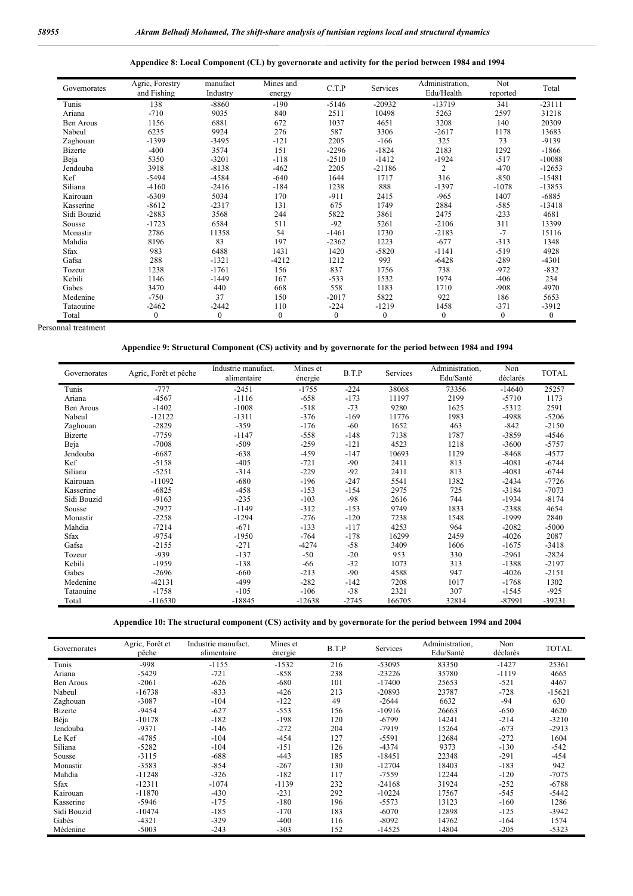**Appendice 8: Local Component (CL) by governorate and activity for the period between 1984 and 1994**

| Governorates | Agric, Forestry and Fishing | manufact Industry | Mines and energy | C.T.P | Services | Administration, Edu/Health | Not reported | Total |
|---|---|---|---|---|---|---|---|---|
| Tunis | 138 | -8860 | -190 | -5146 | -20932 | -13719 | 341 | -23111 |
| Ariana | -710 | 9035 | 840 | 2511 | 10498 | 5263 | 2597 | 31218 |
| Ben Arous | 1156 | 6881 | 672 | 1037 | 4651 | 3208 | 140 | 20309 |
| Nabeul | 6235 | 9924 | 276 | 587 | 3306 | -2617 | 1178 | 13683 |
| Zaghouan | -1399 | -3495 | -121 | 2205 | -166 | 325 | 73 | -9139 |
| Bizerte | -400 | 3574 | 151 | -2296 | -1824 | 2183 | 1292 | -1866 |
| Beja | 5350 | -3201 | -118 | -2510 | -1412 | -1924 | -517 | -10088 |
| Jendouba | 3918 | -8138 | -462 | 2205 | -21186 | 2 | -470 | -12653 |
| Kef | -5494 | -4584 | -640 | 1644 | 1717 | 316 | -850 | -15481 |
| Siliana | -4160 | -2416 | -184 | 1238 | 888 | -1397 | -1078 | -13853 |
| Kairouan | -6309 | 5034 | 170 | -911 | 2415 | -965 | 1407 | -6885 |
| Kasserine | -8612 | -2317 | 131 | 675 | 1749 | 2884 | -585 | -13418 |
| Sidi Bouzid | -2883 | 3568 | 244 | 5822 | 3861 | 2475 | -233 | 4681 |
| Sousse | -1723 | 6584 | 511 | -92 | 5261 | -2106 | 311 | 13399 |
| Monastir | 2786 | 11358 | 54 | -1461 | 1730 | -2183 | -7 | 15116 |
| Mahdia | 8196 | 83 | 197 | -2362 | 1223 | -677 | -313 | 1348 |
| Sfax | 983 | 6488 | 1431 | 1420 | -5820 | -1141 | -519 | 4928 |
| Gafsa | 288 | -1321 | -4212 | 1212 | 993 | -6428 | -289 | -4301 |
| Tozeur | 1238 | -1761 | 156 | 837 | 1756 | 738 | -972 | -832 |
| Kebili | 1146 | -1449 | 167 | -533 | 1532 | 1974 | -406 | 234 |
| Gabes | 3470 | 440 | 668 | 558 | 1183 | 1710 | -908 | 4970 |
| Medenine | -750 | 37 | 150 | -2017 | 5822 | 922 | 186 | 5653 |
| Tataouine | -2462 | -2442 | 110 | -224 | -1219 | 1458 | -371 | -3912 |
| Total | 0 | 0 | 0 | 0 | 0 | 0 | 0 | 0 |

Personnal treatment

**Appendice 9: Structural Component (CS) activity and by governorate for the period between 1984 and 1994**

| Governorates | Agric, Forêt et pêche | Industrie manufact. alimentaire | Mines et énergie | B.T.P | Services | Administration, Edu/Santé | Non déclarés | TOTAL |
|---|---|---|---|---|---|---|---|---|
| Tunis | -777 | -2451 | -1755 | -224 | 38068 | 73356 | -14640 | 25257 |
| Ariana | -4567 | -1116 | -658 | -173 | 11197 | 2199 | -5710 | 1173 |
| Ben Arous | -1402 | -1008 | -518 | -73 | 9280 | 1625 | -5312 | 2591 |
| Nabeul | -12122 | -1311 | -376 | -169 | 11776 | 1983 | -4988 | -5206 |
| Zaghouan | -2829 | -359 | -176 | -60 | 1652 | 463 | -842 | -2150 |
| Bizerte | -7759 | -1147 | -558 | -148 | 7138 | 1787 | -3859 | -4546 |
| Beja | -7008 | -509 | -259 | -121 | 4523 | 1218 | -3600 | -5757 |
| Jendouba | -6687 | -638 | -459 | -147 | 10693 | 1129 | -8468 | -4577 |
| Kef | -5158 | -405 | -721 | -90 | 2411 | 813 | -4081 | -6744 |
| Siliana | -5251 | -314 | -229 | -92 | 2411 | 813 | -4081 | -6744 |
| Kairouan | -11092 | -680 | -196 | -247 | 5541 | 1382 | -2434 | -7726 |
| Kasserine | -6825 | -458 | -153 | -154 | 2975 | 725 | -3184 | -7073 |
| Sidi Bouzid | -9163 | -235 | -103 | -98 | 2616 | 744 | -1934 | -8174 |
| Sousse | -2927 | -1149 | -312 | -153 | 9749 | 1833 | -2388 | 4654 |
| Monastir | -2258 | -1294 | -276 | -120 | 7238 | 1548 | -1999 | 2840 |
| Mahdia | -7214 | -671 | -133 | -117 | 4253 | 964 | -2082 | -5000 |
| Sfax | -9754 | -1950 | -764 | -178 | 16299 | 2459 | -4026 | 2087 |
| Gafsa | -2155 | -271 | -4274 | -58 | 3409 | 1606 | -1675 | -3418 |
| Tozeur | -939 | -137 | -50 | -20 | 953 | 330 | -2961 | -2824 |
| Kebili | -1959 | -138 | -66 | -32 | 1073 | 313 | -1388 | -2197 |
| Gabes | -2696 | -660 | -213 | -90 | 4588 | 947 | -4026 | -2151 |
| Medenine | -42131 | -499 | -282 | -142 | 7208 | 1017 | -1768 | 1302 |
| Tataouine | -1758 | -105 | -106 | -38 | 2321 | 307 | -1545 | -925 |
| Total | -116530 | -18845 | -12638 | -2745 | 166705 | 32814 | -87991 | -39231 |

**Appendice 10: The structural component (CS) activity and by governorate for the period between 1994 and 2004**

| Governorates | Agric, Forêt et pêche | Industrie manufact. alimentaire | Mines et énergie | B.T.P | Services | Administration, Edu/Santé | Non déclarés | TOTAL |
|---|---|---|---|---|---|---|---|---|
| Tunis | -998 | -1155 | -1532 | 216 | -53095 | 83350 | -1427 | 25361 |
| Ariana | -5429 | -721 | -858 | 238 | -23226 | 35780 | -1119 | 4665 |
| Ben Arous | -2061 | -626 | -680 | 101 | -17400 | 25653 | -521 | 4467 |
| Nabeul | -16738 | -833 | -426 | 213 | -20893 | 23787 | -728 | -15621 |
| Zaghouan | -3087 | -104 | -122 | 49 | -2644 | 6632 | -94 | 630 |
| Bizerte | -9454 | -627 | -553 | 156 | -10916 | 26663 | -650 | 4620 |
| Béja | -10178 | -182 | -198 | 120 | -6799 | 14241 | -214 | -3210 |
| Jendouba | -9371 | -146 | -272 | 204 | -7919 | 15264 | -673 | -2913 |
| Le Kef | -4785 | -104 | -454 | 127 | -5591 | 12684 | -272 | 1604 |
| Siliana | -5282 | -104 | -151 | 126 | -4374 | 9373 | -130 | -542 |
| Sousse | -3115 | -688 | -443 | 185 | -18451 | 22348 | -291 | -454 |
| Monastir | -3583 | -854 | -267 | 130 | -12704 | 18403 | -183 | 942 |
| Mahdia | -11248 | -326 | -182 | 117 | -7559 | 12244 | -120 | -7075 |
| Sfax | -12311 | -1074 | -1139 | 232 | -24168 | 31924 | -252 | -6788 |
| Kairouan | -11870 | -430 | -231 | 292 | -10224 | 17567 | -545 | -5442 |
| Kasserine | -5946 | -175 | -180 | 196 | -5573 | 13123 | -160 | 1286 |
| Sidi Bouzid | -10474 | -185 | -170 | 183 | -6070 | 12898 | -125 | -3942 |
| Gabès | -4321 | -329 | -400 | 116 | -8092 | 14762 | -164 | 1574 |
| Médenine | -5003 | -243 | -303 | 152 | -14525 | 14804 | -205 | -5323 |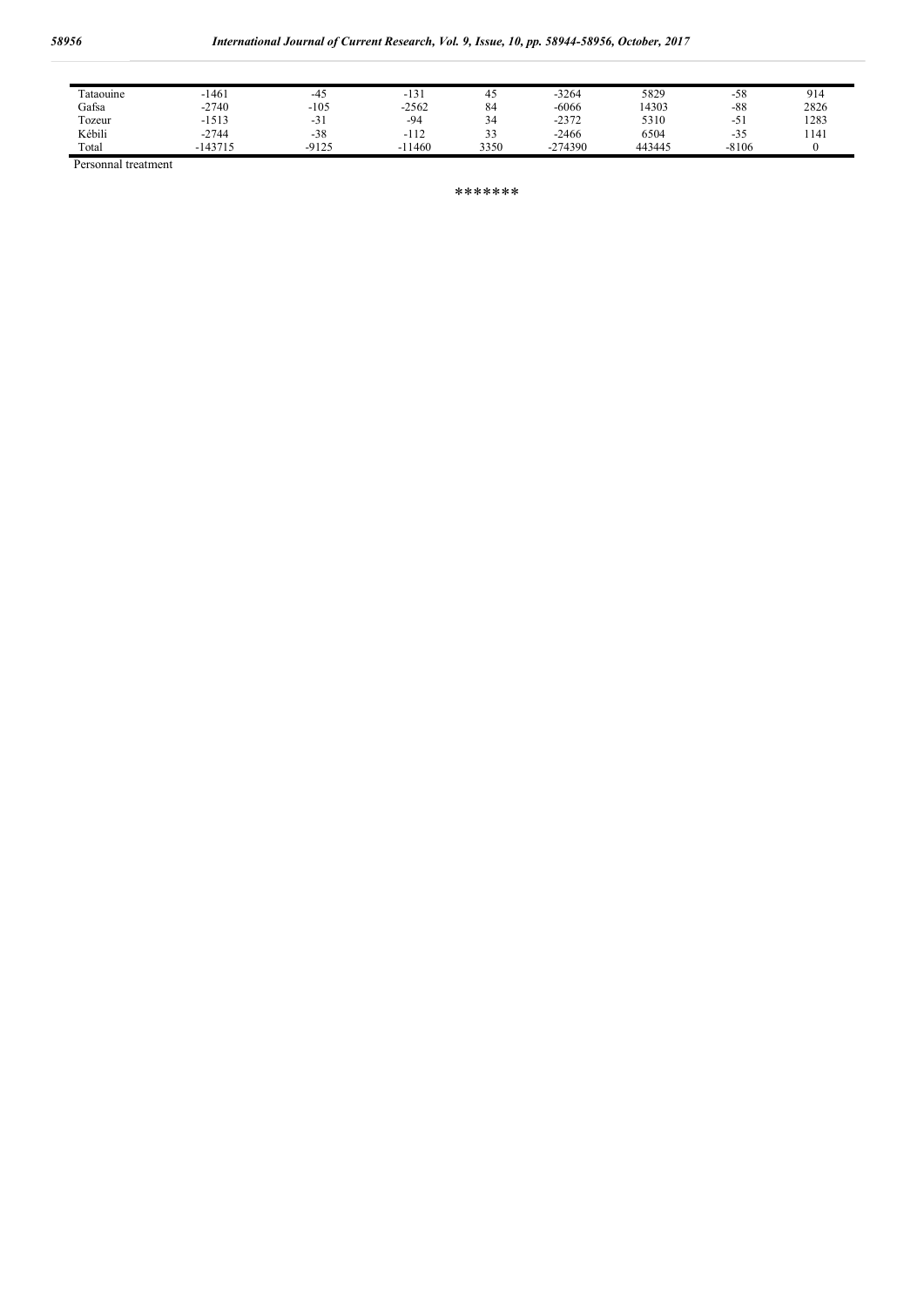| | | | | | | | | |
|---|---|---|---|---|---|---|---|---|
| Tataouine | -1461 | -45 | -131 | 45 | -3264 | 5829 | -58 | 914 |
| Gafsa | -2740 | -105 | -2562 | 84 | -6066 | 14303 | -88 | 2826 |
| Tozeur | -1513 | -31 | -94 | 34 | -2372 | 5310 | -51 | 1283 |
| Kébili | -2744 | -38 | -112 | 33 | -2466 | 6504 | -35 | 1141 |
| Total | -143715 | -9125 | -11460 | 3350 | -274390 | 443445 | -8106 | 0 |

Personnal treatment

*******